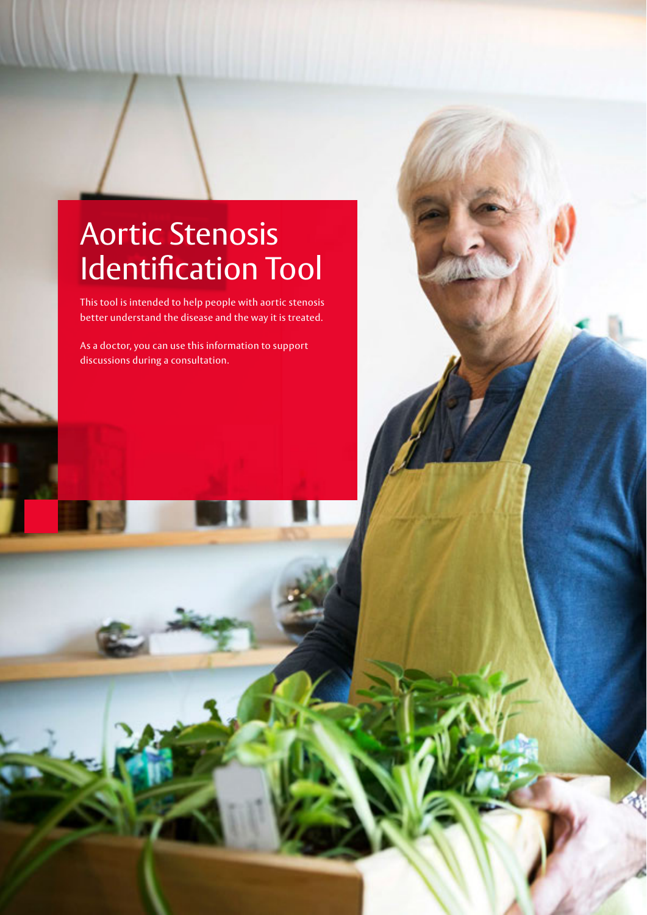# Aortic Stenosis Identification Tool

This tool is intended to help people with aortic stenosis better understand the disease and the way it is treated.

As a doctor, you can use this information to support discussions during a consultation.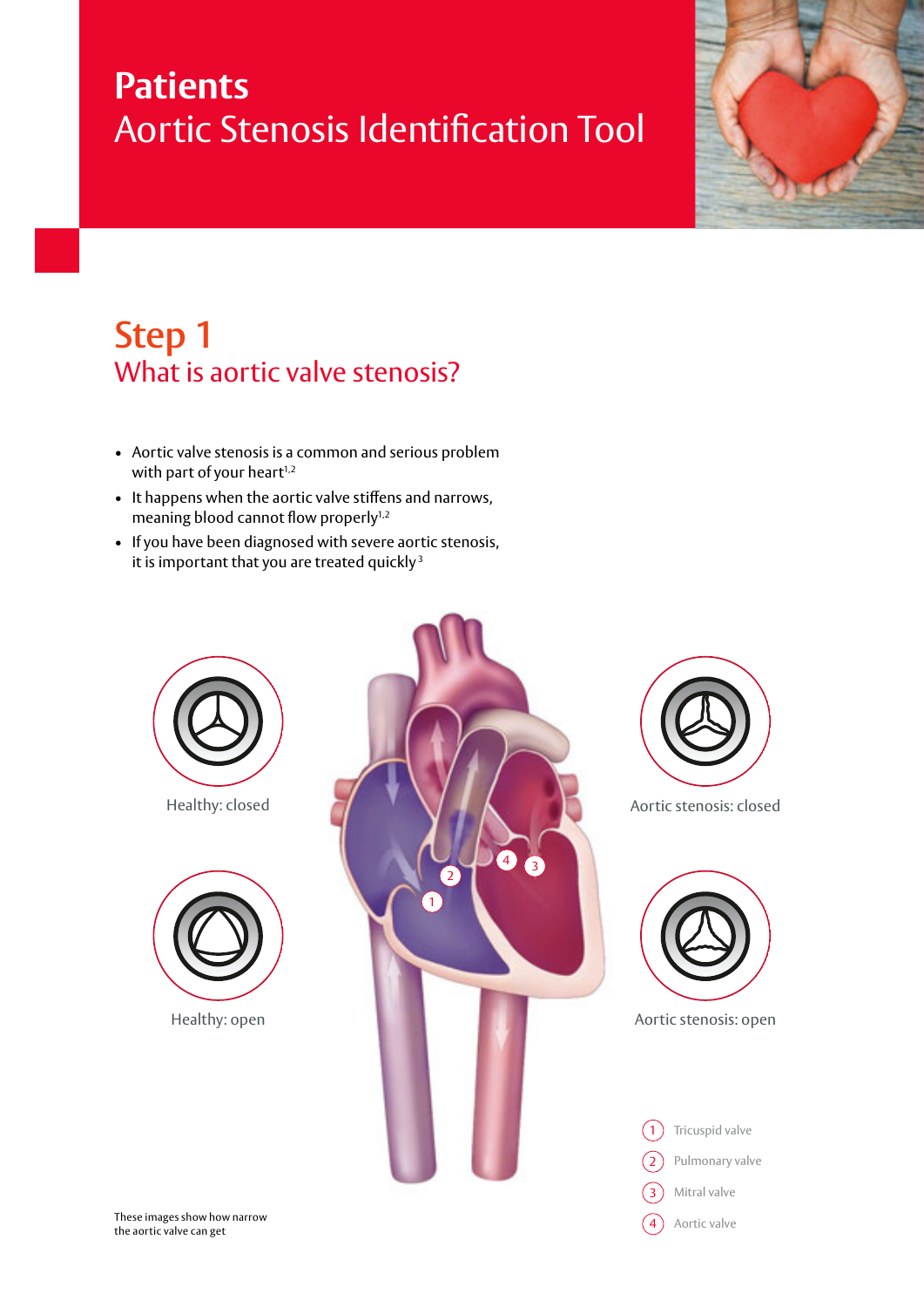# Patients
## Aortic Stenosis Identification Tool

## Step 1
### What is aortic valve stenosis?

- Aortic valve stenosis is a common and serious problem with part of your heart[1,2]
- It happens when the aortic valve stiffens and narrows, meaning blood cannot flow properly[1,2]
- If you have been diagnosed with severe aortic stenosis, it is important that you are treated quickly[3]

Healthy: closed

Healthy: open

Aortic stenosis: closed

Aortic stenosis: open

1. Tricuspid valve
2. Pulmonary valve
3. Mitral valve
4. Aortic valve

These images show how narrow the aortic valve can get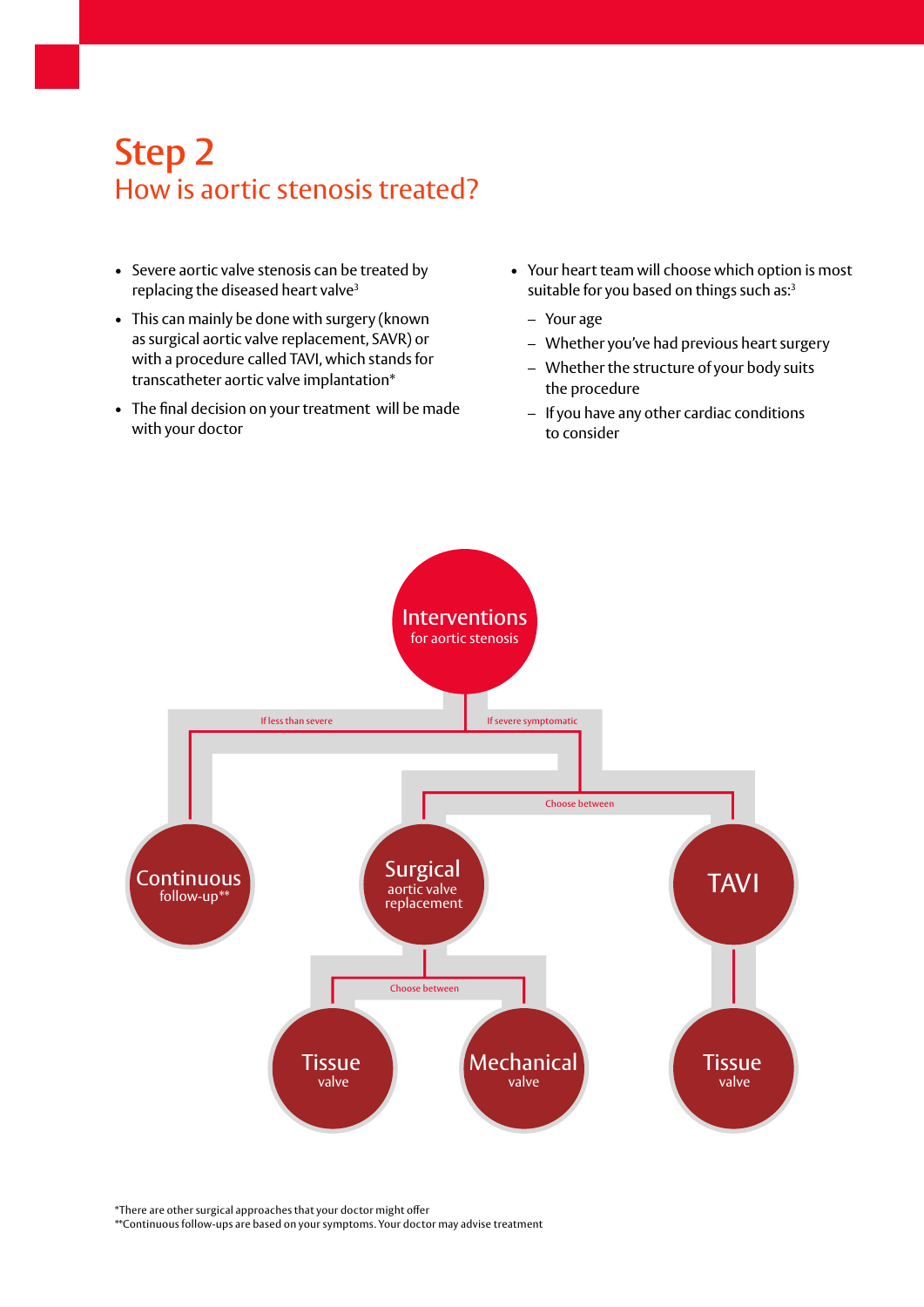# Step 2

## How is aortic stenosis treated?

- Severe aortic valve stenosis can be treated by replacing the diseased heart valve[3]
- This can mainly be done with surgery (known as surgical aortic valve replacement, SAVR) or with a procedure called TAVI, which stands for transcatheter aortic valve implantation*
- The final decision on your treatment will be made with your doctor
- Your heart team will choose which option is most suitable for you based on things such as:[3]
  - Your age
  - Whether you've had previous heart surgery
  - Whether the structure of your body suits the procedure
  - If you have any other cardiac conditions to consider

**Interventions** for aortic stenosis

- If less than severe → **Continuous** follow-up**
- If severe symptomatic → Choose between:
  - **Surgical** aortic valve replacement → Choose between:
    - **Tissue** valve
    - **Mechanical** valve
  - **TAVI** → **Tissue** valve

*There are other surgical approaches that your doctor might offer
**Continuous follow-ups are based on your symptoms. Your doctor may advise treatment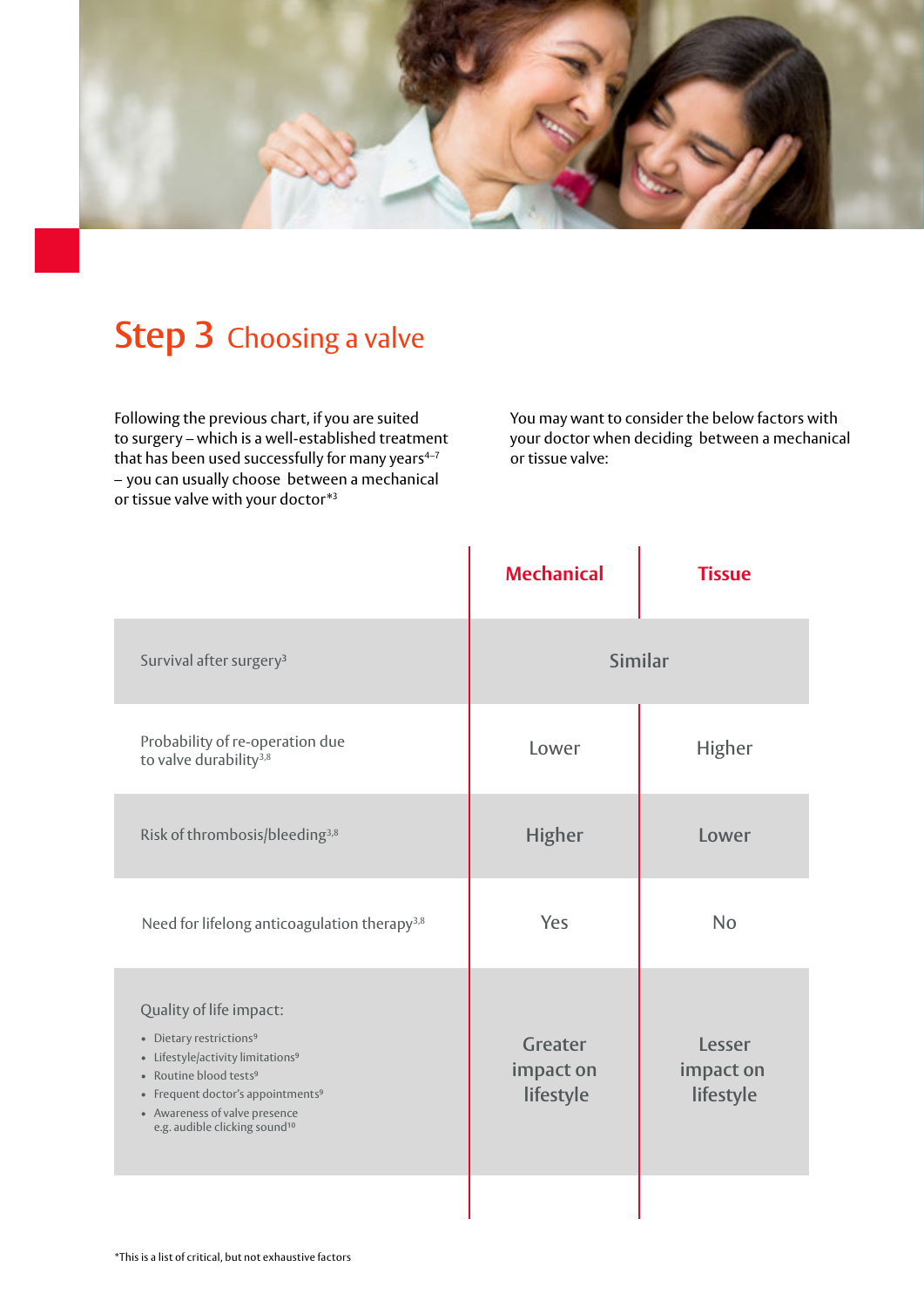# Step 3 Choosing a valve

Following the previous chart, if you are suited to surgery – which is a well-established treatment that has been used successfully for many years[4–7] – you can usually choose between a mechanical or tissue valve with your doctor*[3]

You may want to consider the below factors with your doctor when deciding between a mechanical or tissue valve:

| | Mechanical | Tissue |
|---|---|---|
| Survival after surgery[3] | Similar | |
| Probability of re-operation due to valve durability[3,8] | Lower | Higher |
| Risk of thrombosis/bleeding[3,8] | Higher | Lower |
| Need for lifelong anticoagulation therapy[3,8] | Yes | No |
| Quality of life impact:<br>• Dietary restrictions[9]<br>• Lifestyle/activity limitations[9]<br>• Routine blood tests[9]<br>• Frequent doctor's appointments[9]<br>• Awareness of valve presence e.g. audible clicking sound[10] | Greater impact on lifestyle | Lesser impact on lifestyle |

*This is a list of critical, but not exhaustive factors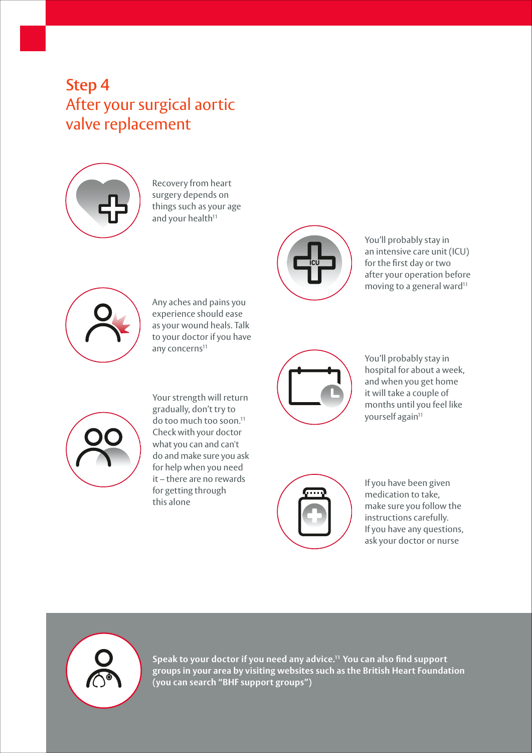## Step 4
## After your surgical aortic valve replacement

Recovery from heart surgery depends on things such as your age and your health[11]

You'll probably stay in an intensive care unit (ICU) for the first day or two after your operation before moving to a general ward[11]

Any aches and pains you experience should ease as your wound heals. Talk to your doctor if you have any concerns[11]

You'll probably stay in hospital for about a week, and when you get home it will take a couple of months until you feel like yourself again[11]

Your strength will return gradually, don't try to do too much too soon.[11] Check with your doctor what you can and can't do and make sure you ask for help when you need it – there are no rewards for getting through this alone

If you have been given medication to take, make sure you follow the instructions carefully. If you have any questions, ask your doctor or nurse

**Speak to your doctor if you need any advice.[11] You can also find support groups in your area by visiting websites such as the British Heart Foundation (you can search "BHF support groups")**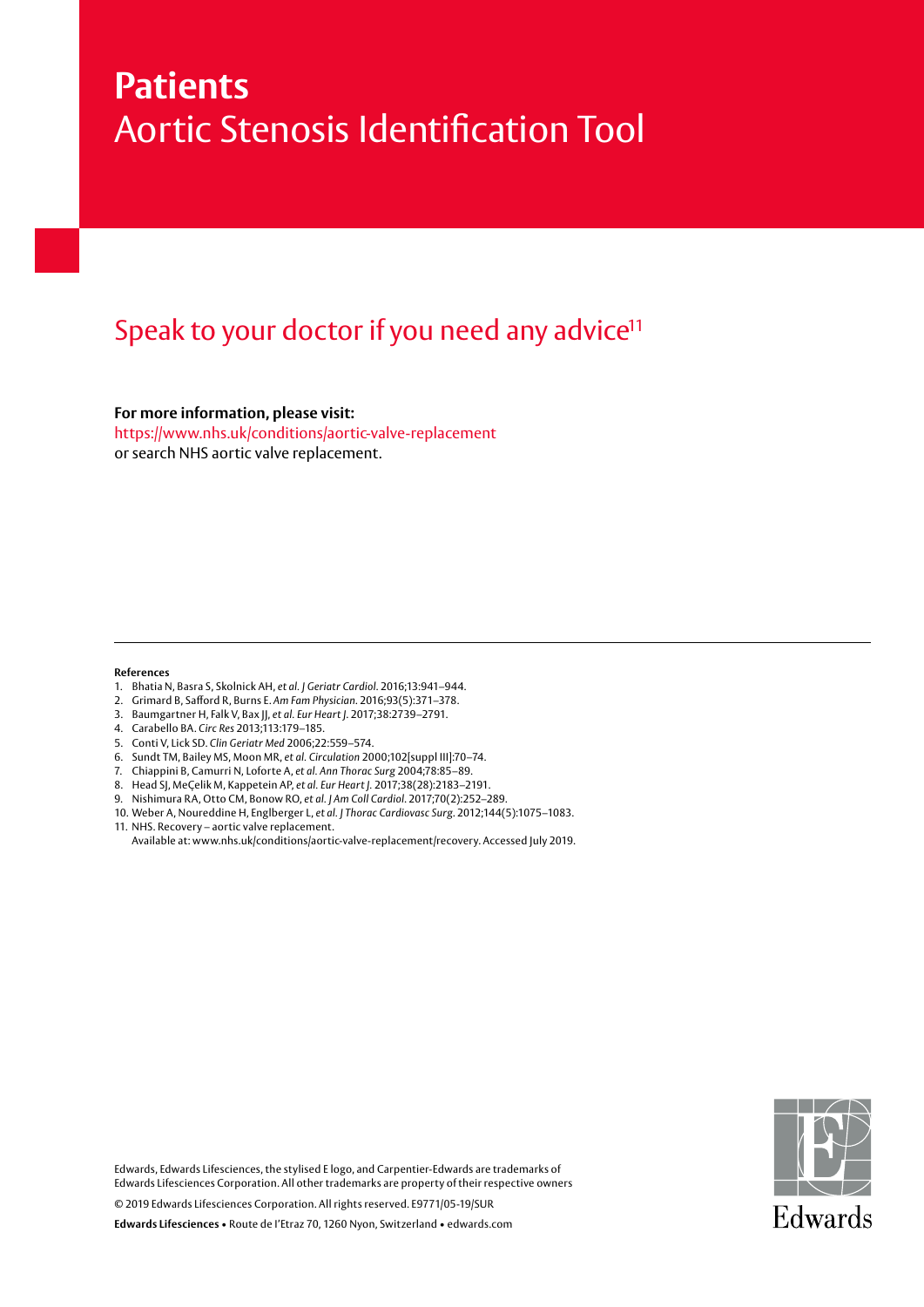# Patients
## Aortic Stenosis Identification Tool

## Speak to your doctor if you need any advice[11]

**For more information, please visit:**
https://www.nhs.uk/conditions/aortic-valve-replacement
or search NHS aortic valve replacement.

---

**References**

1. Bhatia N, Basra S, Skolnick AH, *et al. J Geriatr Cardiol*. 2016;13:941–944.
2. Grimard B, Safford R, Burns E. *Am Fam Physician*. 2016;93(5):371–378.
3. Baumgartner H, Falk V, Bax JJ, *et al. Eur Heart J*. 2017;38:2739–2791.
4. Carabello BA. *Circ Res* 2013;113:179–185.
5. Conti V, Lick SD. *Clin Geriatr Med* 2006;22:559–574.
6. Sundt TM, Bailey MS, Moon MR, *et al. Circulation* 2000;102[suppl III]:70–74.
7. Chiappini B, Camurri N, Loforte A, *et al. Ann Thorac Surg* 2004;78:85–89.
8. Head SJ, MeÇelik M, Kappetein AP, *et al. Eur Heart J*. 2017;38(28):2183–2191.
9. Nishimura RA, Otto CM, Bonow RO, *et al. J Am Coll Cardiol*. 2017;70(2):252–289.
10. Weber A, Noureddine H, Englberger L, *et al. J Thorac Cardiovasc Surg*. 2012;144(5):1075–1083.
11. NHS. Recovery – aortic valve replacement.
    Available at: www.nhs.uk/conditions/aortic-valve-replacement/recovery. Accessed July 2019.

Edwards, Edwards Lifesciences, the stylised E logo, and Carpentier-Edwards are trademarks of Edwards Lifesciences Corporation. All other trademarks are property of their respective owners

© 2019 Edwards Lifesciences Corporation. All rights reserved. E9771/05-19/SUR

**Edwards Lifesciences** • Route de l'Etraz 70, 1260 Nyon, Switzerland • edwards.com

Edwards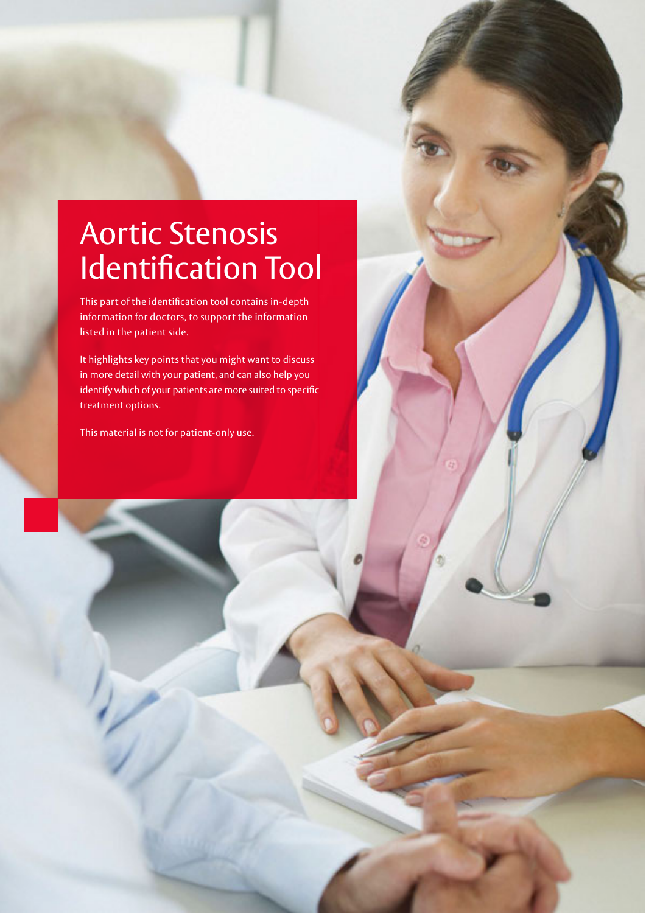# Aortic Stenosis Identification Tool

This part of the identification tool contains in-depth information for doctors, to support the information listed in the patient side.

It highlights key points that you might want to discuss in more detail with your patient, and can also help you identify which of your patients are more suited to specific treatment options.

This material is not for patient-only use.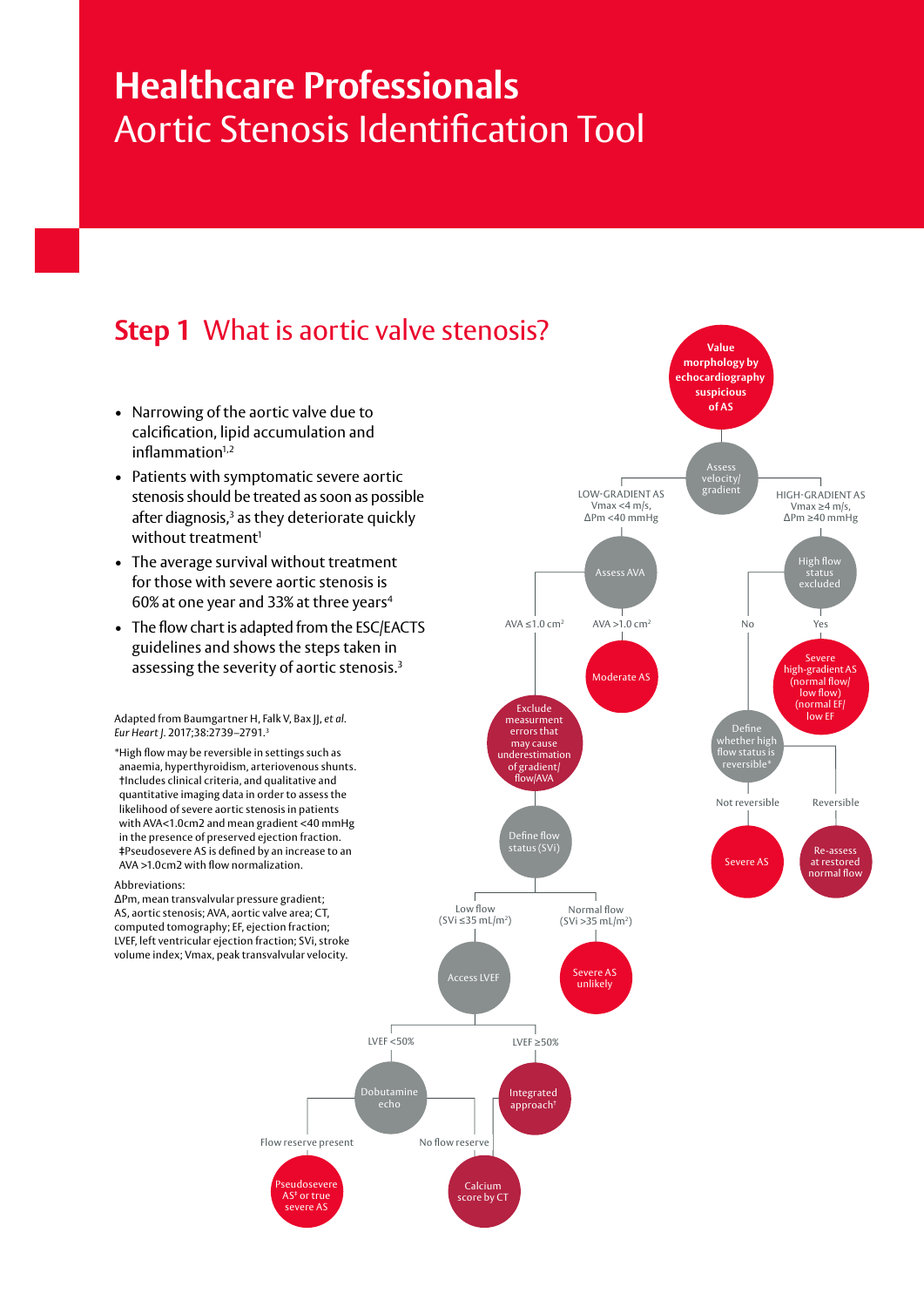# Healthcare Professionals

Aortic Stenosis Identification Tool

## Step 1 What is aortic valve stenosis?

- Narrowing of the aortic valve due to calcification, lipid accumulation and inflammation[1,2]
- Patients with symptomatic severe aortic stenosis should be treated as soon as possible after diagnosis,[3] as they deteriorate quickly without treatment[1]
- The average survival without treatment for those with severe aortic stenosis is 60% at one year and 33% at three years[4]
- The flow chart is adapted from the ESC/EACTS guidelines and shows the steps taken in assessing the severity of aortic stenosis.[3]

Adapted from Baumgartner H, Falk V, Bax JJ, *et al.* *Eur Heart J*. 2017;38:2739–2791.[3]

*High flow may be reversible in settings such as anaemia, hyperthyroidism, arteriovenous shunts.
†Includes clinical criteria, and qualitative and quantitative imaging data in order to assess the likelihood of severe aortic stenosis in patients with AVA<1.0cm2 and mean gradient <40 mmHg in the presence of preserved ejection fraction.
‡Pseudosevere AS is defined by an increase to an AVA >1.0cm2 with flow normalization.

Abbreviations:
ΔPm, mean transvalvular pressure gradient; AS, aortic stenosis; AVA, aortic valve area; CT, computed tomography; EF, ejection fraction; LVEF, left ventricular ejection fraction; SVi, stroke volume index; Vmax, peak transvalvular velocity.

Value morphology by echocardiography suspicious of AS

Assess velocity/ gradient

- LOW-GRADIENT AS Vmax <4 m/s, ΔPm <40 mmHg
  - Assess AVA
    - AVA >1.0 cm²
      - Moderate AS
    - AVA ≤1.0 cm²
      - Exclude measurement errors that may cause underestimation of gradient/ flow/AVA
      - Define flow status (SVi)
        - Normal flow (SVi >35 mL/m²)
          - Severe AS unlikely
        - Low flow (SVi ≤35 mL/m²)
          - Access LVEF
            - LVEF ≥50%
              - Integrated approach†
            - LVEF <50%
              - Dobutamine echo
                - Flow reserve present
                  - Pseudosevere AS‡ or true severe AS
                - No flow reserve
                  - Calcium score by CT
- HIGH-GRADIENT AS Vmax ≥4 m/s, ΔPm ≥40 mmHg
  - High flow status excluded
    - Yes
      - Severe high-gradient AS (normal flow/ low flow) (normal EF/ low EF)
    - No
      - Define whether high flow status is reversible*
        - Not reversible
          - Severe AS
        - Reversible
          - Re-assess at restored normal flow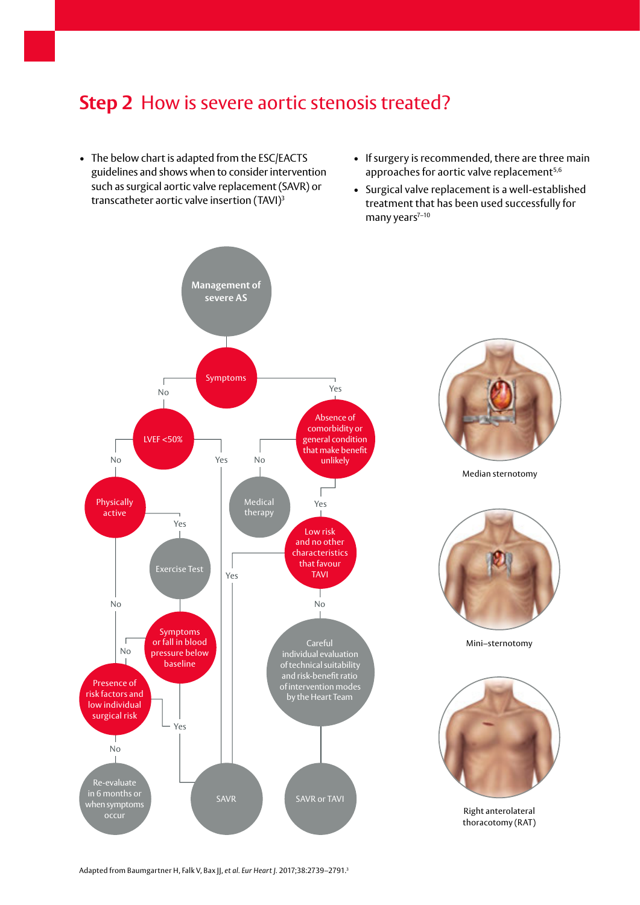# Step 2 How is severe aortic stenosis treated?

- The below chart is adapted from the ESC/EACTS guidelines and shows when to consider intervention such as surgical aortic valve replacement (SAVR) or transcatheter aortic valve insertion (TAVI)[3]
- If surgery is recommended, there are three main approaches for aortic valve replacement[5,6]
- Surgical valve replacement is a well-established treatment that has been used successfully for many years[7–10]

Management of severe AS

Symptoms

No — LVEF <50%
- No — Physically active
  - Yes — Exercise Test — Symptoms or fall in blood pressure below baseline
    - Yes — SAVR
    - No — Presence of risk factors and low individual surgical risk
  - No — Presence of risk factors and low individual surgical risk
    - Yes — SAVR
    - No — Re-evaluate in 6 months or when symptoms occur
- Yes — SAVR

Yes — Absence of comorbidity or general condition that make benefit unlikely
- No — Medical therapy
- Yes — Low risk and no other characteristics that favour TAVI
  - Yes — SAVR
  - No — Careful individual evaluation of technical suitability and risk-benefit ratio of intervention modes by the Heart Team — SAVR or TAVI

Median sternotomy

Mini–sternotomy

Right anterolateral thoracotomy (RAT)

Adapted from Baumgartner H, Falk V, Bax JJ, *et al. Eur Heart J.* 2017;38:2739–2791.[3]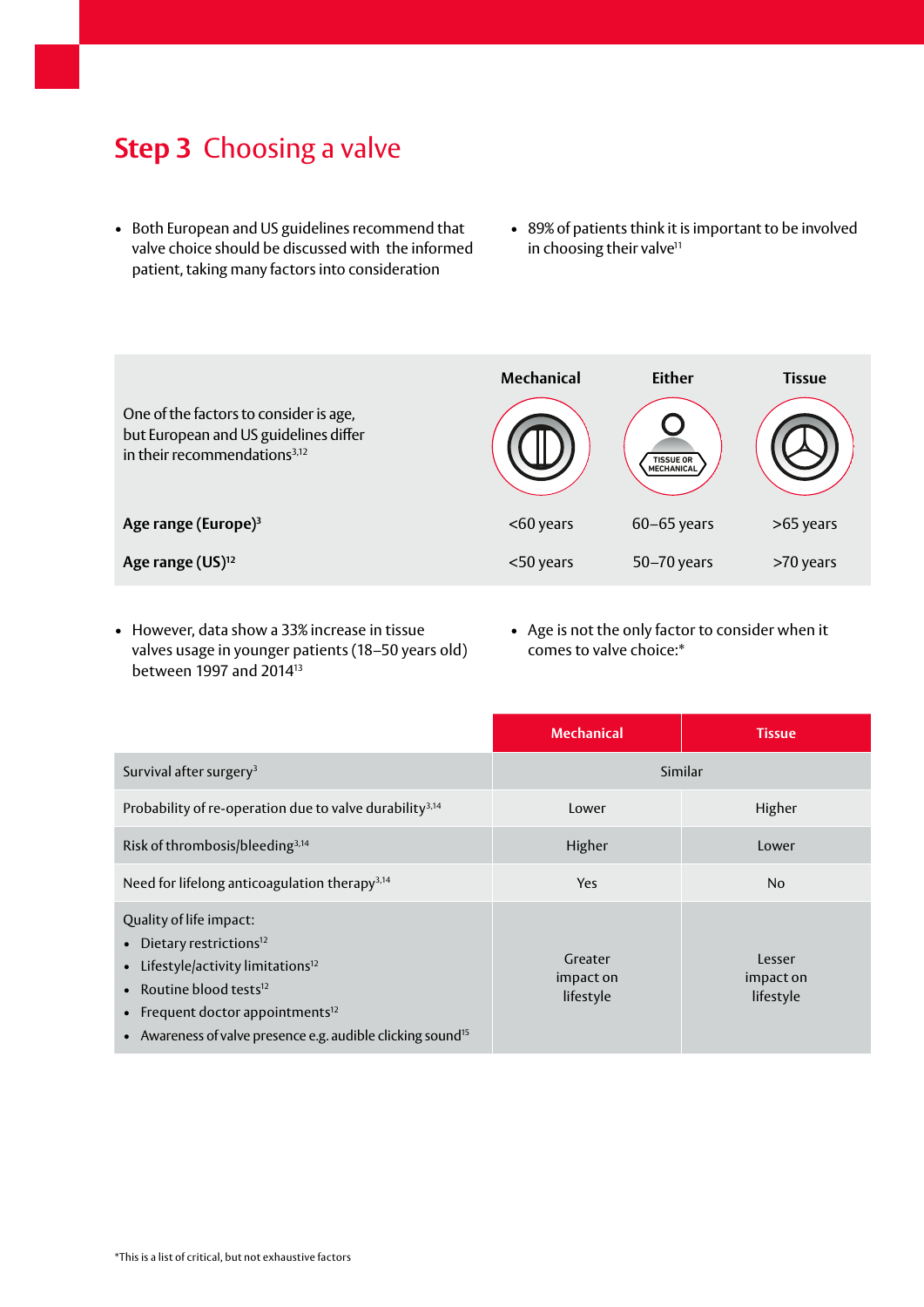# Step 3 Choosing a valve

- Both European and US guidelines recommend that valve choice should be discussed with the informed patient, taking many factors into consideration
- 89% of patients think it is important to be involved in choosing their valve[11]

| One of the factors to consider is age, but European and US guidelines differ in their recommendations[3,12] | Mechanical | Either | Tissue |
|---|---|---|---|
| **Age range (Europe)**[3] | <60 years | 60–65 years | >65 years |
| **Age range (US)**[12] | <50 years | 50–70 years | >70 years |

- However, data show a 33% increase in tissue valves usage in younger patients (18–50 years old) between 1997 and 2014[13]
- Age is not the only factor to consider when it comes to valve choice:*

| | Mechanical | Tissue |
|---|---|---|
| Survival after surgery[3] | Similar | |
| Probability of re-operation due to valve durability[3,14] | Lower | Higher |
| Risk of thrombosis/bleeding[3,14] | Higher | Lower |
| Need for lifelong anticoagulation therapy[3,14] | Yes | No |
| Quality of life impact: <br>• Dietary restrictions[12] <br>• Lifestyle/activity limitations[12] <br>• Routine blood tests[12] <br>• Frequent doctor appointments[12] <br>• Awareness of valve presence e.g. audible clicking sound[15] | Greater impact on lifestyle | Lesser impact on lifestyle |

*This is a list of critical, but not exhaustive factors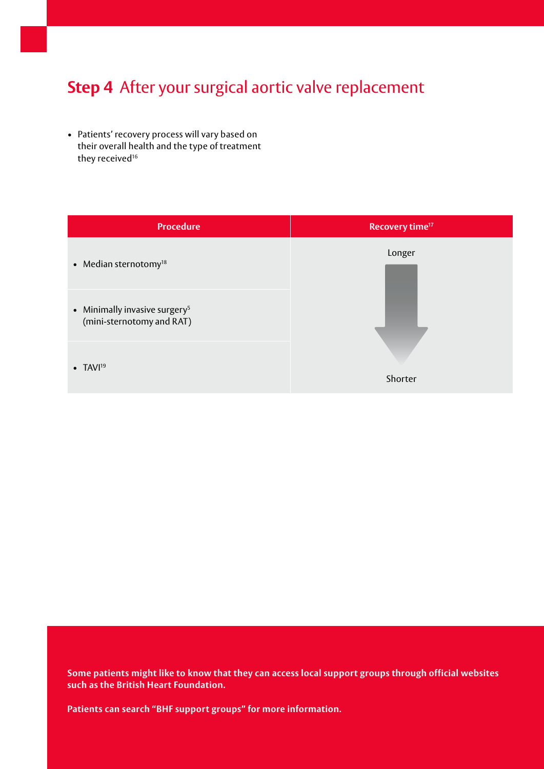# **Step 4** After your surgical aortic valve replacement

- Patients' recovery process will vary based on their overall health and the type of treatment they received[16]

| Procedure | Recovery time[17] |
| --- | --- |
| • Median sternotomy[18] | Longer |
| • Minimally invasive surgery[5] (mini-sternotomy and RAT) | ↓ |
| • TAVI[19] | Shorter |

**Some patients might like to know that they can access local support groups through official websites such as the British Heart Foundation.**

**Patients can search "BHF support groups" for more information.**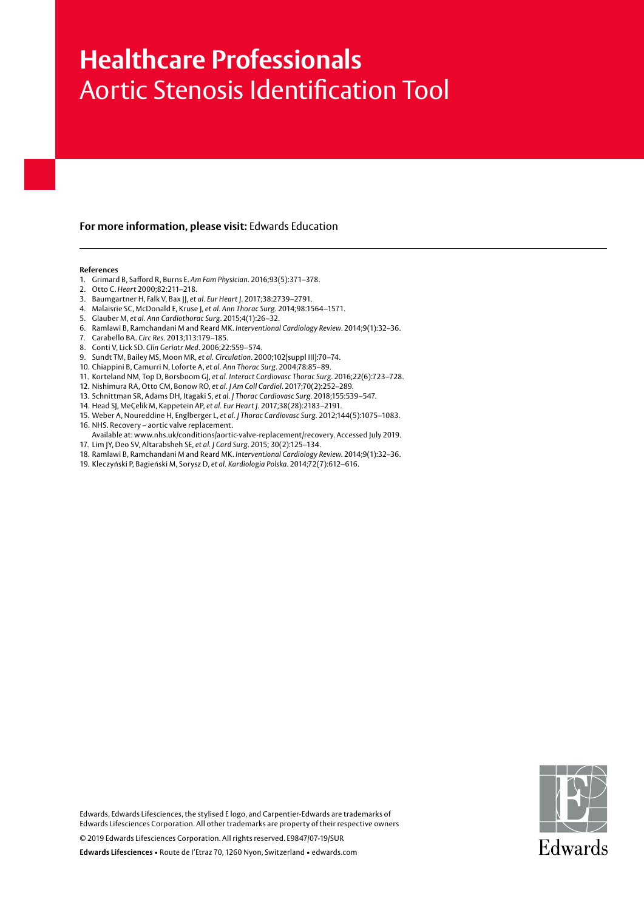# **Healthcare Professionals** Aortic Stenosis Identification Tool

**For more information, please visit:** Edwards Education

**References**

1. Grimard B, Safford R, Burns E. *Am Fam Physician*. 2016;93(5):371–378.
2. Otto C. *Heart* 2000;82:211–218.
3. Baumgartner H, Falk V, Bax JJ, *et al. Eur Heart J*. 2017;38:2739–2791.
4. Malaisrie SC, McDonald E, Kruse J, *et al. Ann Thorac Surg*. 2014;98:1564–1571.
5. Glauber M, *et al. Ann Cardiothorac Surg*. 2015;4(1):26–32.
6. Ramlawi B, Ramchandani M and Reard MK. *Interventional Cardiology Review*. 2014;9(1):32–36.
7. Carabello BA. *Circ Res*. 2013;113:179–185.
8. Conti V, Lick SD. *Clin Geriatr Med*. 2006;22:559–574.
9. Sundt TM, Bailey MS, Moon MR, *et al. Circulation*. 2000;102[suppl III]:70–74.
10. Chiappini B, Camurri N, Loforte A, *et al. Ann Thorac Surg*. 2004;78:85–89.
11. Korteland NM, Top D, Borsboom GJ, *et al. Interact Cardiovasc Thorac Surg*. 2016;22(6):723–728.
12. Nishimura RA, Otto CM, Bonow RO, *et al. J Am Coll Cardiol*. 2017;70(2):252–289.
13. Schnittman SR, Adams DH, Itagaki S, *et al. J Thorac Cardiovasc Surg*. 2018;155:539–547.
14. Head SJ, MeÇelik M, Kappetein AP, *et al. Eur Heart J*. 2017;38(28):2183–2191.
15. Weber A, Noureddine H, Englberger L, *et al. J Thorac Cardiovasc Surg*. 2012;144(5):1075–1083.
16. NHS. Recovery – aortic valve replacement. Available at: www.nhs.uk/conditions/aortic-valve-replacement/recovery. Accessed July 2019.
17. Lim JY, Deo SV, Altarabsheh SE, *et al. J Card Surg*. 2015; 30(2):125–134.
18. Ramlawi B, Ramchandani M and Reard MK. *Interventional Cardiology Review*. 2014;9(1):32–36.
19. Kleczyński P, Bagieński M, Sorysz D, *et al. Kardiologia Polska*. 2014;72(7):612–616.

Edwards, Edwards Lifesciences, the stylised E logo, and Carpentier-Edwards are trademarks of Edwards Lifesciences Corporation. All other trademarks are property of their respective owners

© 2019 Edwards Lifesciences Corporation. All rights reserved. E9847/07-19/SUR

**Edwards Lifesciences** • Route de l'Etraz 70, 1260 Nyon, Switzerland • edwards.com

Edwards